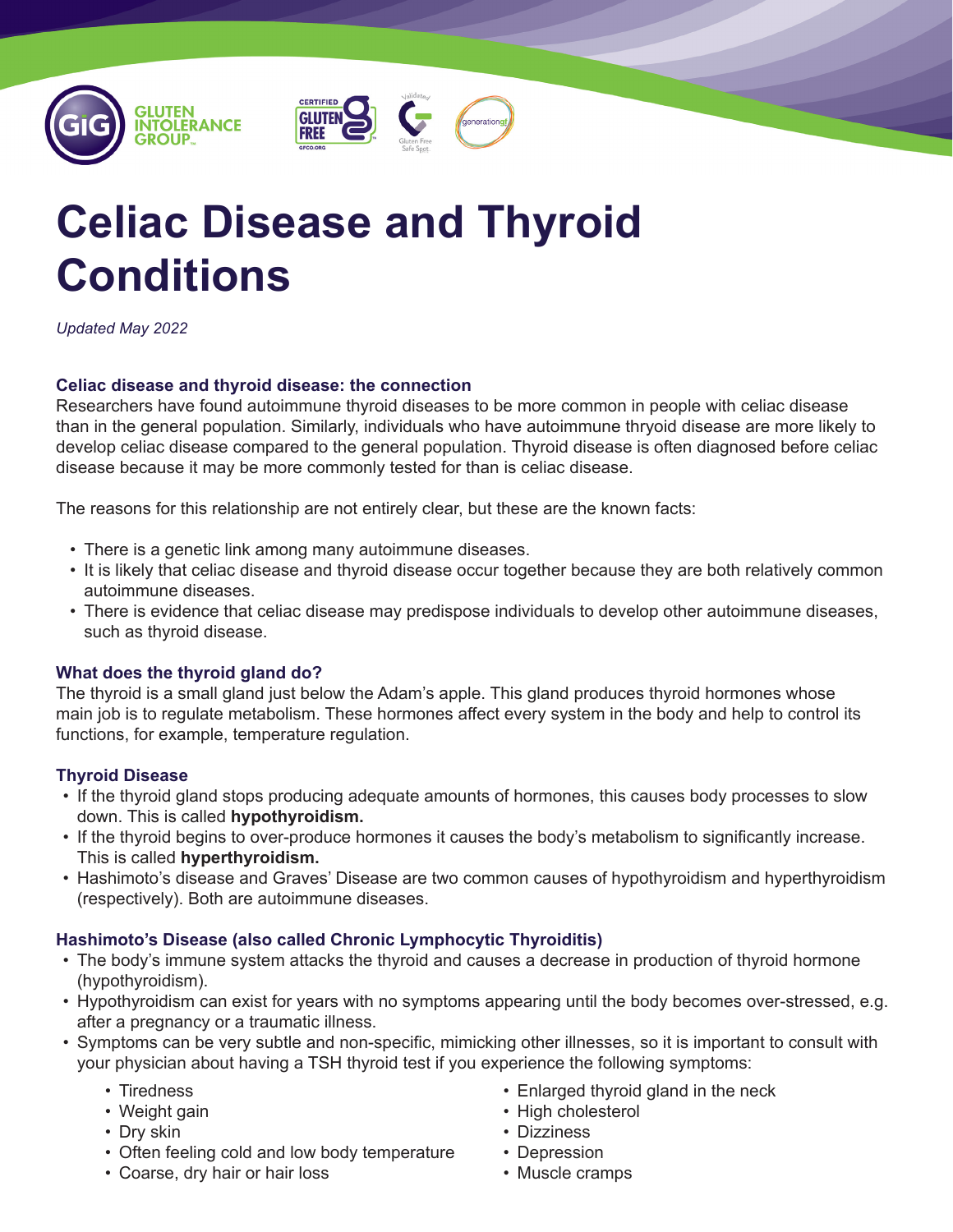# Celiac Disease and Thyroid Conditions

*Updated May 2022*

### Celiac disease and thyroid disease: the connection

Researchers have found autoimmune thyroid diseases to be more common in people with celiac disease than in the general population. Similarly, individuals who have autoimmune thryoid disease are more likely to develop celiac disease compared to the general population. Thyroid disease is often diagnosed before celiac disease because it may be more commonly tested for than is celiac disease.

The reasons for this relationship are not entirely clear, but these are the known facts:

- There is a genetic link among many autoimmune diseases.
- It is likely that celiac disease and thyroid disease occur together because they are both relatively common autoimmune diseases.
- There is evidence that celiac disease may predispose individuals to develop other autoimmune diseases, such as thyroid disease.

### What does the thyroid gland do?

The thyroid is a small gland just below the Adam's apple. This gland produces thyroid hormones whose main job is to regulate metabolism. These hormones affect every system in the body and help to control its functions, for example, temperature regulation.

### Thyroid Disease

- If the thyroid gland stops producing adequate amounts of hormones, this causes body processes to slow down. This is called **hypothyroidism.**
- If the thyroid begins to over-produce hormones it causes the body's metabolism to significantly increase. This is called **hyperthyroidism.**
- Hashimoto's disease and Graves' Disease are two common causes of hypothyroidism and hyperthyroidism (respectively). Both are autoimmune diseases.

### Hashimoto's Disease (also called Chronic Lymphocytic Thyroiditis)

- The body's immune system attacks the thyroid and causes a decrease in production of thyroid hormone (hypothyroidism).
- Hypothyroidism can exist for years with no symptoms appearing until the body becomes over-stressed, e.g. after a pregnancy or a traumatic illness.
- Symptoms can be very subtle and non-specific, mimicking other illnesses, so it is important to consult with your physician about having a TSH thyroid test if you experience the following symptoms:
  - Tiredness
  - Weight gain
  - Dry skin
  - Often feeling cold and low body temperature
  - Coarse, dry hair or hair loss
  - Enlarged thyroid gland in the neck
  - High cholesterol
  - Dizziness
  - Depression
  - Muscle cramps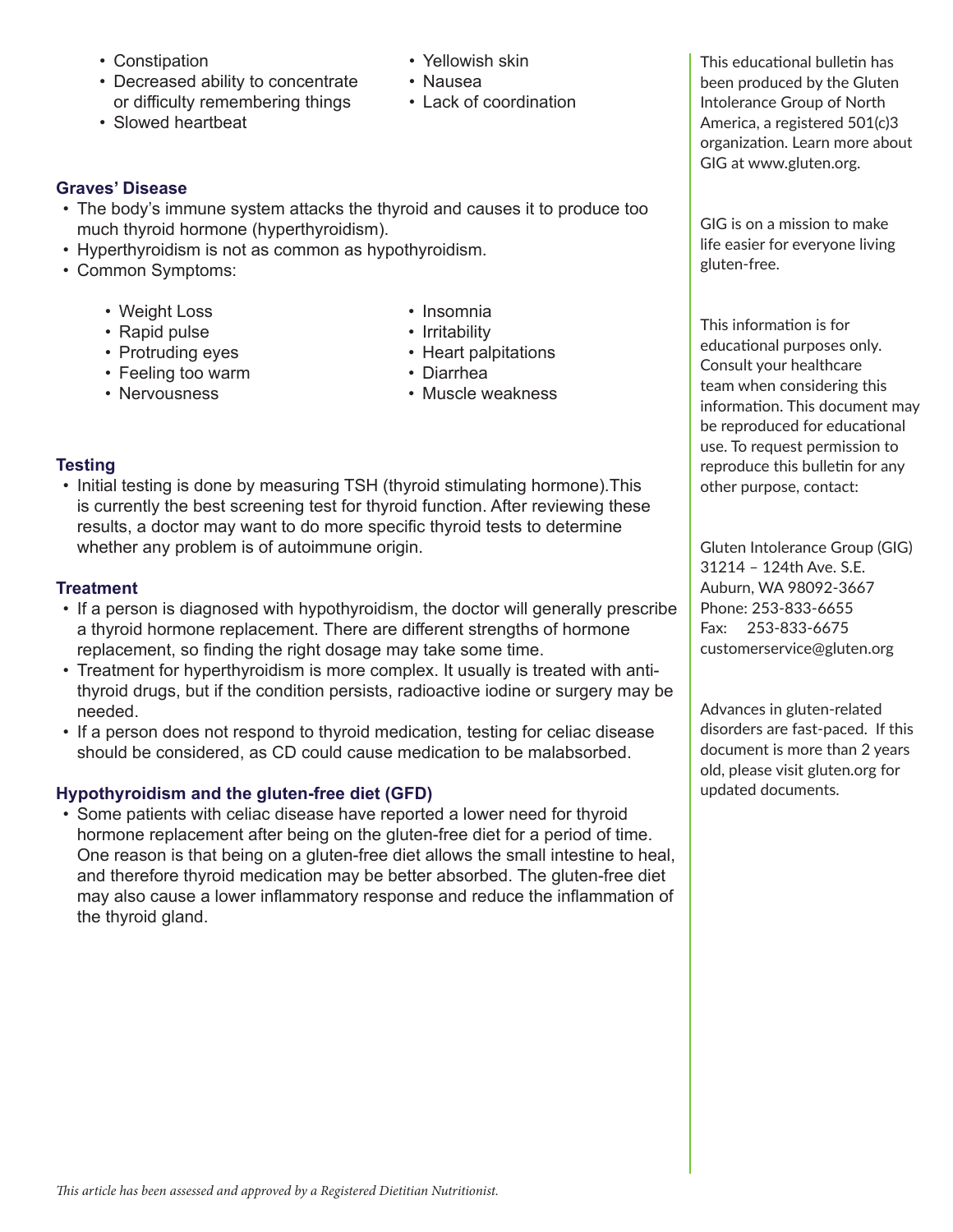- Constipation
- Decreased ability to concentrate or difficulty remembering things
- Slowed heartbeat
- Yellowish skin
- Nausea
- Lack of coordination

### Graves' Disease

- The body's immune system attacks the thyroid and causes it to produce too much thyroid hormone (hyperthyroidism).
- Hyperthyroidism is not as common as hypothyroidism.
- Common Symptoms:
  - Weight Loss
  - Rapid pulse
  - Protruding eyes
  - Feeling too warm
  - Nervousness
  - Insomnia
  - Irritability
  - Heart palpitations
  - Diarrhea
  - Muscle weakness

### Testing

- Initial testing is done by measuring TSH (thyroid stimulating hormone).This is currently the best screening test for thyroid function. After reviewing these results, a doctor may want to do more specific thyroid tests to determine whether any problem is of autoimmune origin.

### Treatment

- If a person is diagnosed with hypothyroidism, the doctor will generally prescribe a thyroid hormone replacement. There are different strengths of hormone replacement, so finding the right dosage may take some time.
- Treatment for hyperthyroidism is more complex. It usually is treated with anti-thyroid drugs, but if the condition persists, radioactive iodine or surgery may be needed.
- If a person does not respond to thyroid medication, testing for celiac disease should be considered, as CD could cause medication to be malabsorbed.

### Hypothyroidism and the gluten-free diet (GFD)

- Some patients with celiac disease have reported a lower need for thyroid hormone replacement after being on the gluten-free diet for a period of time. One reason is that being on a gluten-free diet allows the small intestine to heal, and therefore thyroid medication may be better absorbed. The gluten-free diet may also cause a lower inflammatory response and reduce the inflammation of the thyroid gland.

*This article has been assessed and approved by a Registered Dietitian Nutritionist.*

---

This educational bulletin has been produced by the Gluten Intolerance Group of North America, a registered 501(c)3 organization. Learn more about GIG at www.gluten.org.

GIG is on a mission to make life easier for everyone living gluten-free.

This information is for educational purposes only. Consult your healthcare team when considering this information. This document may be reproduced for educational use. To request permission to reproduce this bulletin for any other purpose, contact:

Gluten Intolerance Group (GIG)
31214 – 124th Ave. S.E.
Auburn, WA 98092-3667
Phone: 253-833-6655
Fax: 253-833-6675
customerservice@gluten.org

Advances in gluten-related disorders are fast-paced. If this document is more than 2 years old, please visit gluten.org for updated documents.